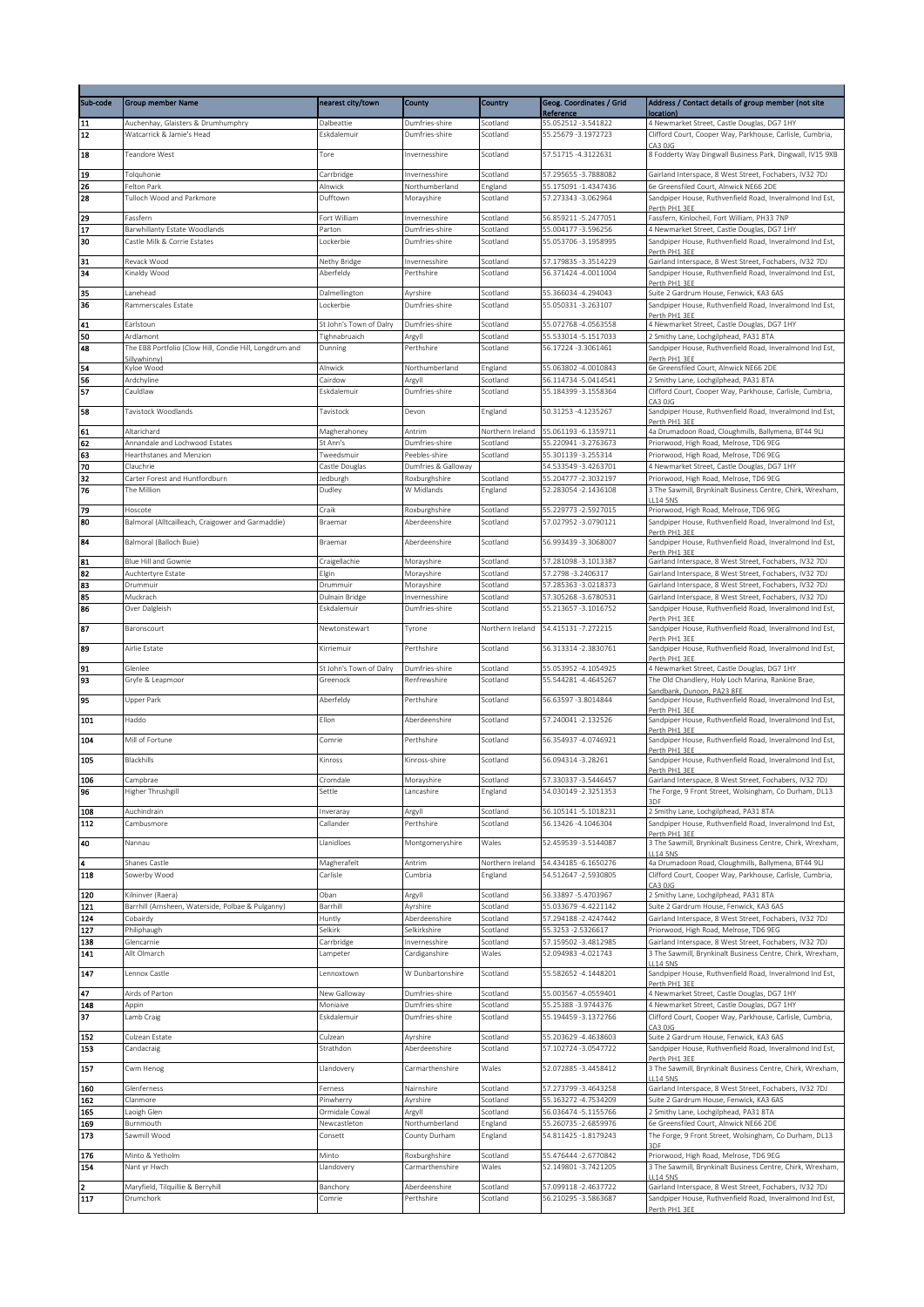| Sub-code | Group member Name | nearest city/town | County | Country | Geog. Coordinates / Grid Reference | Address / Contact details of group member (not site location) |
|---|---|---|---|---|---|---|
| 11 | Auchenhay, Glaisters & Drumhumphry | Dalbeattie | Dumfries-shire | Scotland | 55.052512 -3.541822 | 4 Newmarket Street, Castle Douglas, DG7 1HY |
| 12 | Watcarrick & Jamie's Head | Eskdalemuir | Dumfries-shire | Scotland | 55.25679 -3.1972723 | Clifford Court, Cooper Way, Parkhouse, Carlisle, Cumbria, CA3 0JG |
| 18 | Teandore West | Tore | Invernesshire | Scotland | 57.51715 -4.3122631 | 8 Fodderty Way Dingwall Business Park, Dingwall, IV15 9XB |
| 19 | Tolquhonie | Carrbridge | Invernesshire | Scotland | 57.295655 -3.7888082 | Gairland Interspace, 8 West Street, Fochabers, IV32 7DJ |
| 26 | Felton Park | Alnwick | Northumberland | England | 55.175091 -1.4347436 | 6e Greensfiled Court, Alnwick NE66 2DE |
| 28 | Tulloch Wood and Parkmore | Dufftown | Morayshire | Scotland | 57.273343 -3.062964 | Sandpiper House, Ruthvenfield Road, Inveralmond Ind Est, Perth PH1 3EE |
| 29 | Fassfern | Fort William | Invernesshire | Scotland | 56.859211 -5.2477051 | Fassfern, Kinlocheil, Fort William, PH33 7NP |
| 17 | Barwhillanty Estate Woodlands | Parton | Dumfries-shire | Scotland | 55.004177 -3.596256 | 4 Newmarket Street, Castle Douglas, DG7 1HY |
| 30 | Castle Milk & Corrie Estates | Lockerbie | Dumfries-shire | Scotland | 55.053706 -3.1958995 | Sandpiper House, Ruthvenfield Road, Inveralmond Ind Est, Perth PH1 3EE |
| 31 | Revack Wood | Nethy Bridge | Invernesshire | Scotland | 57.179835 -3.3514229 | Gairland Interspace, 8 West Street, Fochabers, IV32 7DJ |
| 34 | Kinaldy Wood | Aberfeldy | Perthshire | Scotland | 56.371424 -4.0011004 | Sandpiper House, Ruthvenfield Road, Inveralmond Ind Est, Perth PH1 3EE |
| 35 | Lanehead | Dalmellington | Ayrshire | Scotland | 55.366034 -4.294043 | Suite 2 Gardrum House, Fenwick, KA3 6AS |
| 36 | Rammerscales Estate | Lockerbie | Dumfries-shire | Scotland | 55.050331 -3.263107 | Sandpiper House, Ruthvenfield Road, Inveralmond Ind Est, Perth PH1 3EE |
| 41 | Earlstoun | St John's Town of Dalry | Dumfries-shire | Scotland | 55.072768 -4.0563558 | 4 Newmarket Street, Castle Douglas, DG7 1HY |
| 50 | Ardlamont | Tighnabruaich | Argyll | Scotland | 55.533014 -5.1517033 | 2 Smithy Lane, Lochgilphead, PA31 8TA |
| 48 | The EB8 Portfolio (Clow Hill, Condie Hill, Longdrum and Sillywhinny) | Dunning | Perthshire | Scotland | 56.17224 -3.3061461 | Sandpiper House, Ruthvenfield Road, Inveralmond Ind Est, Perth PH1 3EE |
| 54 | Kyloe Wood | Alnwick | Northumberland | England | 55.063802 -2.0010843 | 6e Greensfiled Court, Alnwick NE66 2DE |
| 56 | Ardchyline | Cairdow | Argyll | Scotland | 56.114734 -5.0414541 | 2 Smithy Lane, Lochgilphead, PA31 8TA |
| 57 | Cauldlaw | Eskdalemuir | Dumfries-shire | Scotland | 55.184399 -3.1558364 | Clifford Court, Cooper Way, Parkhouse, Carlisle, Cumbria, CA3 0JG |
| 58 | Tavistock Woodlands | Tavistock | Devon | England | 50.31253 -4.1235267 | Sandpiper House, Ruthvenfield Road, Inveralmond Ind Est, Perth PH1 3EE |
| 61 | Altarichard | Magherahoney | Antrim | Northern Ireland | 55.061193 -6.1359711 | 4a Drumadoon Road, Cloughmills, Ballymena, BT44 9LJ |
| 62 | Annandale and Lochwood Estates | St Ann's | Dumfries-shire | Scotland | 55.220941 -3.2763673 | Priorwood, High Road, Melrose, TD6 9EG |
| 63 | Hearthstanes and Menzion | Tweedsmuir | Peebles-shire | Scotland | 55.301139 -3.255314 | Priorwood, High Road, Melrose, TD6 9EG |
| 70 | Clauchrie | Castle Douglas | Dumfries & Galloway | | 54.533549 -3.4263701 | 4 Newmarket Street, Castle Douglas, DG7 1HY |
| 32 | Carter Forest and Huntfordburn | Jedburgh | Roxburghshire | Scotland | 55.204777 -2.3032197 | Priorwood, High Road, Melrose, TD6 9EG |
| 76 | The Million | Dudley | W Midlands | England | 52.283054 -2.1436108 | 3 The Sawmill, Brynkinalt Business Centre, Chirk, Wrexham, LL14 5NS |
| 79 | Hoscote | Craik | Roxburghshire | Scotland | 55.229773 -2.5927015 | Priorwood, High Road, Melrose, TD6 9EG |
| 80 | Balmoral (Alltcailleach, Craigower and Garmaddie) | Braemar | Aberdeenshire | Scotland | 57.027952 -3.0790121 | Sandpiper House, Ruthvenfield Road, Inveralmond Ind Est, Perth PH1 3EE |
| 84 | Balmoral (Balloch Buie) | Braemar | Aberdeenshire | Scotland | 56.993439 -3.3068007 | Sandpiper House, Ruthvenfield Road, Inveralmond Ind Est, Perth PH1 3EE |
| 81 | Blue Hill and Gownie | Craigellachie | Morayshire | Scotland | 57.281098 -3.1013387 | Gairland Interspace, 8 West Street, Fochabers, IV32 7DJ |
| 82 | Auchtertyre Estate | Elgin | Morayshire | Scotland | 57.2798 -3.2406317 | Gairland Interspace, 8 West Street, Fochabers, IV32 7DJ |
| 83 | Drummuir | Drummuir | Morayshire | Scotland | 57.285363 -3.0218373 | Gairland Interspace, 8 West Street, Fochabers, IV32 7DJ |
| 85 | Muckrach | Dulnain Bridge | Invernesshire | Scotland | 57.305268 -3.6780531 | Gairland Interspace, 8 West Street, Fochabers, IV32 7DJ |
| 86 | Over Dalgleish | Eskdalemuir | Dumfries-shire | Scotland | 55.213657 -3.1016752 | Sandpiper House, Ruthvenfield Road, Inveralmond Ind Est, Perth PH1 3EE |
| 87 | Baronscourt | Newtonstewart | Tyrone | Northern Ireland | 54.415131 -7.272215 | Sandpiper House, Ruthvenfield Road, Inveralmond Ind Est, Perth PH1 3EE |
| 89 | Airlie Estate | Kirriemuir | Perthshire | Scotland | 56.313314 -2.3830761 | Sandpiper House, Ruthvenfield Road, Inveralmond Ind Est, Perth PH1 3EE |
| 91 | Glenlee | St John's Town of Dalry | Dumfries-shire | Scotland | 55.053952 -4.1054925 | 4 Newmarket Street, Castle Douglas, DG7 1HY |
| 93 | Gryfe & Leapmoor | Greenock | Renfrewshire | Scotland | 55.544281 -4.4645267 | The Old Chandlery, Holy Loch Marina, Rankine Brae, Sandbank, Dunoon, PA23 8FE |
| 95 | Upper Park | Aberfeldy | Perthshire | Scotland | 56.63597 -3.8014844 | Sandpiper House, Ruthvenfield Road, Inveralmond Ind Est, Perth PH1 3EE |
| 101 | Haddo | Ellon | Aberdeenshire | Scotland | 57.240041 -2.132526 | Sandpiper House, Ruthvenfield Road, Inveralmond Ind Est, Perth PH1 3EE |
| 104 | Mill of Fortune | Comrie | Perthshire | Scotland | 56.354937 -4.0746921 | Sandpiper House, Ruthvenfield Road, Inveralmond Ind Est, Perth PH1 3EE |
| 105 | Blackhills | Kinross | Kinross-shire | Scotland | 56.094314 -3.28261 | Sandpiper House, Ruthvenfield Road, Inveralmond Ind Est, Perth PH1 3EE |
| 106 | Campbrae | Cromdale | Morayshire | Scotland | 57.330337 -3.5446457 | Gairland Interspace, 8 West Street, Fochabers, IV32 7DJ |
| 96 | Higher Thrushgill | Settle | Lancashire | England | 54.030149 -2.3251353 | The Forge, 9 Front Street, Wolsingham, Co Durham, DL13 3DF |
| 108 | Auchindrain | Inveraray | Argyll | Scotland | 56.105141 -5.1018231 | 2 Smithy Lane, Lochgilphead, PA31 8TA |
| 112 | Cambusmore | Callander | Perthshire | Scotland | 56.13426 -4.1046304 | Sandpiper House, Ruthvenfield Road, Inveralmond Ind Est, Perth PH1 3EE |
| 40 | Nannau | Llanidloes | Montgomeryshire | Wales | 52.459539 -3.5144087 | 3 The Sawmill, Brynkinalt Business Centre, Chirk, Wrexham, LL14 5NS |
| 4 | Shanes Castle | Magherafelt | Antrim | Northern Ireland | 54.434185 -6.1650276 | 4a Drumadoon Road, Cloughmills, Ballymena, BT44 9LJ |
| 118 | Sowerby Wood | Carlisle | Cumbria | England | 54.512647 -2.5930805 | Clifford Court, Cooper Way, Parkhouse, Carlisle, Cumbria, CA3 0JG |
| 120 | Kilninver (Raera) | Oban | Argyll | Scotland | 56.33897 -5.4703967 | 2 Smithy Lane, Lochgilphead, PA31 8TA |
| 121 | Barrhill (Arnsheen, Waterside, Polbae & Pulganny) | Barrhill | Ayrshire | Scotland | 55.033679 -4.4221142 | Suite 2 Gardrum House, Fenwick, KA3 6AS |
| 124 | Cobairdy | Huntly | Aberdeenshire | Scotland | 57.294188 -2.4247442 | Gairland Interspace, 8 West Street, Fochabers, IV32 7DJ |
| 127 | Philiphaugh | Selkirk | Selkirkshire | Scotland | 55.3253 -2.5326617 | Priorwood, High Road, Melrose, TD6 9EG |
| 138 | Glencarnie | Carrbridge | Invernesshire | Scotland | 57.159502 -3.4812985 | Gairland Interspace, 8 West Street, Fochabers, IV32 7DJ |
| 141 | Allt Olmarch | Lampeter | Cardiganshire | Wales | 52.094983 -4.021743 | 3 The Sawmill, Brynkinalt Business Centre, Chirk, Wrexham, LL14 5NS |
| 147 | Lennox Castle | Lennoxtown | W Dunbartonshire | Scotland | 55.582652 -4.1448201 | Sandpiper House, Ruthvenfield Road, Inveralmond Ind Est, Perth PH1 3EE |
| 47 | Airds of Parton | New Galloway | Dumfries-shire | Scotland | 55.003567 -4.0559401 | 4 Newmarket Street, Castle Douglas, DG7 1HY |
| 148 | Appin | Moniaive | Dumfries-shire | Scotland | 55.25388 -3.9744376 | 4 Newmarket Street, Castle Douglas, DG7 1HY |
| 37 | Lamb Craig | Eskdalemuir | Dumfries-shire | Scotland | 55.194459 -3.1372766 | Clifford Court, Cooper Way, Parkhouse, Carlisle, Cumbria, CA3 0JG |
| 152 | Culzean Estate | Culzean | Ayrshire | Scotland | 55.203629 -4.4638603 | Suite 2 Gardrum House, Fenwick, KA3 6AS |
| 153 | Candacraig | Strathdon | Aberdeenshire | Scotland | 57.102724 -3.0547722 | Sandpiper House, Ruthvenfield Road, Inveralmond Ind Est, Perth PH1 3EE |
| 157 | Cwm Henog | Llandovery | Carmarthenshire | Wales | 52.072885 -3.4458412 | 3 The Sawmill, Brynkinalt Business Centre, Chirk, Wrexham, LL14 5NS |
| 160 | Glenferness | Ferness | Nairnshire | Scotland | 57.273799 -3.4643258 | Gairland Interspace, 8 West Street, Fochabers, IV32 7DJ |
| 162 | Clanmore | Pinwherry | Ayrshire | Scotland | 55.163272 -4.7534209 | Suite 2 Gardrum House, Fenwick, KA3 6AS |
| 165 | Laoigh Glen | Ormidale Cowal | Argyll | Scotland | 56.036474 -5.1155766 | 2 Smithy Lane, Lochgilphead, PA31 8TA |
| 169 | Burnmouth | Newcastleton | Northumberland | England | 55.260735 -2.6859976 | 6e Greensfiled Court, Alnwick NE66 2DE |
| 173 | Sawmill Wood | Consett | County Durham | England | 54.811425 -1.8179243 | The Forge, 9 Front Street, Wolsingham, Co Durham, DL13 3DF |
| 176 | Minto & Yetholm | Minto | Roxburghshire | Scotland | 55.476444 -2.6770842 | Priorwood, High Road, Melrose, TD6 9EG |
| 154 | Nant yr Hwch | Llandovery | Carmarthenshire | Wales | 52.149801 -3.7421205 | 3 The Sawmill, Brynkinalt Business Centre, Chirk, Wrexham, LL14 5NS |
| 2 | Maryfield, Tilquillie & Berryhill | Banchory | Aberdeenshire | Scotland | 57.099118 -2.4637722 | Gairland Interspace, 8 West Street, Fochabers, IV32 7DJ |
| 117 | Drumchork | Comrie | Perthshire | Scotland | 56.210295 -3.5863687 | Sandpiper House, Ruthvenfield Road, Inveralmond Ind Est, Perth PH1 3EE |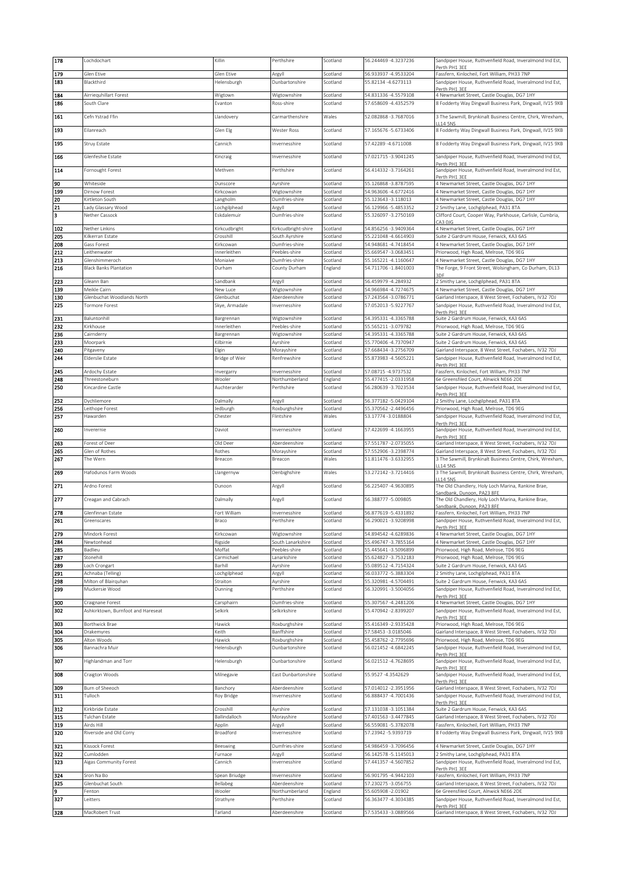| 178 | Lochdochart | Killin | Perthshire | Scotland | 56.244469 -4.3237236 | Sandpiper House, Ruthvenfield Road, Inveralmond Ind Est, Perth PH1 3EE |
|---|---|---|---|---|---|---|
| 179 | Glen Etive | Glen Etive | Argyll | Scotland | 56.933937 -4.9533204 | Fassfern, Kinlocheil, Fort William, PH33 7NP |
| 183 | Blackthird | Helensburgh | Dunbartonshire | Scotland | 55.82134 -4.6273113 | Sandpiper House, Ruthvenfield Road, Inveralmond Ind Est, Perth PH1 3EE |
| 184 | Airriequhillart Forest | Wigtown | Wigtownshire | Scotland | 54.831336 -4.5579108 | 4 Newmarket Street, Castle Douglas, DG7 1HY |
| 186 | South Clare | Evanton | Ross-shire | Scotland | 57.658609 -4.4352579 | 8 Fodderty Way Dingwall Business Park, Dingwall, IV15 9XB |
| 161 | Cefn Ystrad Ffin | Llandovery | Carmarthenshire | Wales | 52.082868 -3.7687016 | 3 The Sawmill, Brynkinalt Business Centre, Chirk, Wrexham, LL14 5NS |
| 193 | Eilanreach | Glen Elg | Wester Ross | Scotland | 57.165676 -5.6733406 | 8 Fodderty Way Dingwall Business Park, Dingwall, IV15 9XB |
| 195 | Struy Estate | Cannich | Invernesshire | Scotland | 57.42289 -4.6711008 | 8 Fodderty Way Dingwall Business Park, Dingwall, IV15 9XB |
| 166 | Glenfeshie Estate | Kincraig | Invernesshire | Scotland | 57.021715 -3.9041245 | Sandpiper House, Ruthvenfield Road, Inveralmond Ind Est, Perth PH1 3EE |
| 114 | Fornought Forest | Methven | Perthshire | Scotland | 56.414332 -3.7164261 | Sandpiper House, Ruthvenfield Road, Inveralmond Ind Est, Perth PH1 3EE |
| 90 | Whiteside | Dunscore | Ayrshire | Scotland | 55.126868 -3.8787595 | 4 Newmarket Street, Castle Douglas, DG7 1HY |
| 199 | Dirnow Forest | Kirkcowan | Wigtownshire | Scotland | 54.963606 -4.6772416 | 4 Newmarket Street, Castle Douglas, DG7 1HY |
| 20 | Kirtleton South | Langholm | Dumfries-shire | Scotland | 55.123643 -3.118013 | 4 Newmarket Street, Castle Douglas, DG7 1HY |
| 21 | Lady Glassary Wood | Lochgilphead | Argyll | Scotland | 56.129966 -5.4853352 | 2 Smithy Lane, Lochgilphead, PA31 8TA |
| 3 | Nether Cassock | Eskdalemuir | Dumfries-shire | Scotland | 55.326097 -3.2750169 | Clifford Court, Cooper Way, Parkhouse, Carlisle, Cumbria, CA3 0JG |
| 102 | Nether Linkins | Kirkcudbright | Kirkcudbright-shire | Scotland | 54.856256 -3.9409364 | 4 Newmarket Street, Castle Douglas, DG7 1HY |
| 205 | Kilkerran Estate | Crosshill | South Ayrshire | Scotland | 55.221048 -4.6614903 | Suite 2 Gardrum House, Fenwick, KA3 6AS |
| 208 | Gass Forest | Kirkcowan | Dumfries-shire | Scotland | 54.948681 -4.7418454 | 4 Newmarket Street, Castle Douglas, DG7 1HY |
| 212 | Leithenwater | Innerleithen | Peebles-shire | Scotland | 55.669547 -3.0683451 | Priorwood, High Road, Melrose, TD6 9EG |
| 213 | Glenshimmeroch | Moniaive | Dumfries-shire | Scotland | 55.165221 -4.1160647 | 4 Newmarket Street, Castle Douglas, DG7 1HY |
| 216 | Black Banks Plantation | Durham | County Durham | England | 54.711706 -1.8401003 | The Forge, 9 Front Street, Wolsingham, Co Durham, DL13 3DF |
| 223 | Gleann Ban | Sandbank | Argyll | Scotland | 56.459979 -4.284932 | 2 Smithy Lane, Lochgilphead, PA31 8TA |
| 139 | Meikle Cairn | New Luce | Wigtownshire | Scotland | 54.966984 -4.7274675 | 4 Newmarket Street, Castle Douglas, DG7 1HY |
| 130 | Glenbuchat Woodlands North | Glenbuchat | Aberdeenshire | Scotland | 57.243564 -3.0786771 | Gairland Interspace, 8 West Street, Fochabers, IV32 7DJ |
| 225 | Tormore Forest | Skye, Armadale | Invernesshire | Scotland | 57.052013 -5.9227767 | Sandpiper House, Ruthvenfield Road, Inveralmond Ind Est, Perth PH1 3EE |
| 231 | Baluntonhill | Bargrennan | Wigtownshire | Scotland | 54.395331 -4.3365788 | Suite 2 Gardrum House, Fenwick, KA3 6AS |
| 232 | Kirkhouse | Innerleithen | Peebles-shire | Scotland | 55.565211 -3.079782 | Priorwood, High Road, Melrose, TD6 9EG |
| 236 | Cairnderry | Bargrennan | Wigtownshire | Scotland | 54.395331 -4.3365788 | Suite 2 Gardrum House, Fenwick, KA3 6AS |
| 233 | Moorpark | Kilbirnie | Ayrshire | Scotland | 55.770406 -4.7370947 | Suite 2 Gardrum House, Fenwick, KA3 6AS |
| 240 | Pitgaveny | Elgin | Morayshire | Scotland | 57.668434 -3.2756709 | Gairland Interspace, 8 West Street, Fochabers, IV32 7DJ |
| 244 | Elderslie Estate | Bridge of Weir | Renfrewshire | Scotland | 55.873983 -4.5605221 | Sandpiper House, Ruthvenfield Road, Inveralmond Ind Est, Perth PH1 3EE |
| 245 | Ardochy Estate | Invergarry | Invernesshire | Scotland | 57.08715 -4.9737532 | Fassfern, Kinlocheil, Fort William, PH33 7NP |
| 248 | Threestoneburn | Wooler | Northumberland | England | 55.477415 -2.0331958 | 6e Greensfiled Court, Alnwick NE66 2DE |
| 250 | Kincardine Castle | Auchterarder | Perthshire | Scotland | 56.280639 -3.7023534 | Sandpiper House, Ruthvenfield Road, Inveralmond Ind Est, Perth PH1 3EE |
| 252 | Dychliemore | Dalmally | Argyll | Scotland | 56.377182 -5.0429104 | 2 Smithy Lane, Lochgilphead, PA31 8TA |
| 256 | Leithope Forest | Jedburgh | Roxburghshire | Scotland | 55.370562 -2.4496456 | Priorwood, High Road, Melrose, TD6 9EG |
| 257 | Hawarden | Chester | Flintshire | Wales | 53.17774 -3.0188804 | Sandpiper House, Ruthvenfield Road, Inveralmond Ind Est, Perth PH1 3EE |
| 260 | Inverernie | Daviot | Invernesshire | Scotland | 57.422699 -4.1663955 | Sandpiper House, Ruthvenfield Road, Inveralmond Ind Est, Perth PH1 3EE |
| 263 | Forest of Deer | Old Deer | Aberdeenshire | Scotland | 57.551787 -2.0735055 | Gairland Interspace, 8 West Street, Fochabers, IV32 7DJ |
| 265 | Glen of Rothes | Rothes | Morayshire | Scotland | 57.552906 -3.2398774 | Gairland Interspace, 8 West Street, Fochabers, IV32 7DJ |
| 267 | The Wern | Breacon | Breacon | Wales | 51.811476 -3.6332955 | 3 The Sawmill, Brynkinalt Business Centre, Chirk, Wrexham, LL14 5NS |
| 269 | Hafodunos Farm Woods | Llangernyw | Denbighshire | Wales | 53.272142 -3.7214416 | 3 The Sawmill, Brynkinalt Business Centre, Chirk, Wrexham, LL14 5NS |
| 271 | Ardno Forest | Dunoon | Argyll | Scotland | 56.225407 -4.9630895 | The Old Chandlery, Holy Loch Marina, Rankine Brae, Sandbank, Dunoon, PA23 8FE |
| 277 | Creagan and Cabrach | Dalmally | Argyll | Scotland | 56.388777 -5.009805 | The Old Chandlery, Holy Loch Marina, Rankine Brae, Sandbank, Dunoon, PA23 8FE |
| 278 | Glenfinnan Estate | Fort William | Invernesshire | Scotland | 56.877619 -5.4331892 | Fassfern, Kinlocheil, Fort William, PH33 7NP |
| 261 | Greenscares | Braco | Perthshire | Scotland | 56.290021 -3.9208998 | Sandpiper House, Ruthvenfield Road, Inveralmond Ind Est, Perth PH1 3EE |
| 279 | Mindork Forest | Kirkcowan | Wigtownshire | Scotland | 54.894542 -4.6289836 | 4 Newmarket Street, Castle Douglas, DG7 1HY |
| 284 | Newtonhead | Rigside | South Lanarkshire | Scotland | 55.496747 -3.7855164 | 4 Newmarket Street, Castle Douglas, DG7 1HY |
| 285 | Badlieu | Moffat | Peebles-shire | Scotland | 55.445641 -3.5096899 | Priorwood, High Road, Melrose, TD6 9EG |
| 287 | Stonehill | Carmichael | Lanarkshire | Scotland | 55.622827 -3.7532183 | Priorwood, High Road, Melrose, TD6 9EG |
| 289 | Loch Crongart | Barhill | Ayrshire | Scotland | 55.089512 -4.7154324 | Suite 2 Gardrum House, Fenwick, KA3 6AS |
| 291 | Achnaba (Telling) | Lochgilphead | Argyll | Scotland | 56.033772 -5.3883304 | 2 Smithy Lane, Lochgilphead, PA31 8TA |
| 298 | Milton of Blairquhan | Straiton | Ayrshire | Scotland | 55.320981 -4.5704491 | Suite 2 Gardrum House, Fenwick, KA3 6AS |
| 299 | Muckersie Wood | Dunning | Perthshire | Scotland | 56.320991 -3.5004056 | Sandpiper House, Ruthvenfield Road, Inveralmond Ind Est, Perth PH1 3EE |
| 300 | Craignane Forest | Carsphairn | Dumfries-shire | Scotland | 55.307567 -4.2481206 | 4 Newmarket Street, Castle Douglas, DG7 1HY |
| 302 | Ashkirktown, Burnfoot and Hareseat | Selkirk | Selkirkshire | Scotland | 55.470942 -2.8399207 | Sandpiper House, Ruthvenfield Road, Inveralmond Ind Est, Perth PH1 3EE |
| 303 | Borthwick Brae | Hawick | Roxburghshire | Scotland | 55.416349 -2.9335428 | Priorwood, High Road, Melrose, TD6 9EG |
| 304 | Drakemyres | Keith | Banffshire | Scotland | 57.58453 -3.0185046 | Gairland Interspace, 8 West Street, Fochabers, IV32 7DJ |
| 305 | Alton Woods | Hawick | Roxburghshire | Scotland | 55.458762 -2.7795696 | Priorwood, High Road, Melrose, TD6 9EG |
| 306 | Bannachra Muir | Helensburgh | Dunbartonshire | Scotland | 56.021452 -4.6842245 | Sandpiper House, Ruthvenfield Road, Inveralmond Ind Est, Perth PH1 3EE |
| 307 | Highlandman and Torr | Helensburgh | Dunbartonshire | Scotland | 56.021512 -4.7628695 | Sandpiper House, Ruthvenfield Road, Inveralmond Ind Est, Perth PH1 3EE |
| 308 | Craigton Woods | Milngavie | East Dunbartonshire | Scotland | 55.9527 -4.3542629 | Sandpiper House, Ruthvenfield Road, Inveralmond Ind Est, Perth PH1 3EE |
| 309 | Burn of Sheeoch | Banchory | Aberdeenshire | Scotland | 57.014012 -2.3951956 | Gairland Interspace, 8 West Street, Fochabers, IV32 7DJ |
| 311 | Tulloch | Roy Bridge | Invernesshire | Scotland | 56.888437 -4.7001436 | Sandpiper House, Ruthvenfield Road, Inveralmond Ind Est, Perth PH1 3EE |
| 312 | Kirkbride Estate | Crosshill | Ayrshire | Scotland | 57.131038 -3.1051384 | Suite 2 Gardrum House, Fenwick, KA3 6AS |
| 315 | Tulchan Estate | Ballindalloch | Morayshire | Scotland | 57.401563 -3.4477845 | Gairland Interspace, 8 West Street, Fochabers, IV32 7DJ |
| 319 | Airds Hill | Applin | Argyll | Scotland | 56.559081 -5.3782078 | Fassfern, Kinlocheil, Fort William, PH33 7NP |
| 320 | Riverside and Old Corry | Broadford | Invernesshire | Scotland | 57.23942 -5.9393719 | 8 Fodderty Way Dingwall Business Park, Dingwall, IV15 9XB |
| 321 | Kissock Forest | Beeswing | Dumfries-shire | Scotland | 54.986459 -3.7096456 | 4 Newmarket Street, Castle Douglas, DG7 1HY |
| 322 | Cumlodden | Furnace | Argyll | Scotland | 56.142578 -5.1145013 | 2 Smithy Lane, Lochgilphead, PA31 8TA |
| 323 | Aigas Community Forest | Cannich | Invernesshire | Scotland | 57.441357 -4.5607852 | Sandpiper House, Ruthvenfield Road, Inveralmond Ind Est, Perth PH1 3EE |
| 324 | Sron Na Bo | Spean Briudge | Invernesshire | Scotland | 56.901795 -4.9442103 | Fassfern, Kinlocheil, Fort William, PH33 7NP |
| 325 | Glenbuchat South | Bellabeg | Aberdeenshire | Scotland | 57.230275 -3.056755 | Gairland Interspace, 8 West Street, Fochabers, IV32 7DJ |
| 9 | Fenton | Wooler | Northumberland | England | 55.605908 -2.01902 | 6e Greensfiled Court, Alnwick NE66 2DE |
| 327 | Leitters | Strathyre | Perthshire | Scotland | 56.363477 -4.3034385 | Sandpiper House, Ruthvenfield Road, Inveralmond Ind Est, Perth PH1 3EE |
| 328 | MacRobert Trust | Tarland | Aberdeenshire | Scotland | 57.535433 -3.0889566 | Gairland Interspace, 8 West Street, Fochabers, IV32 7DJ |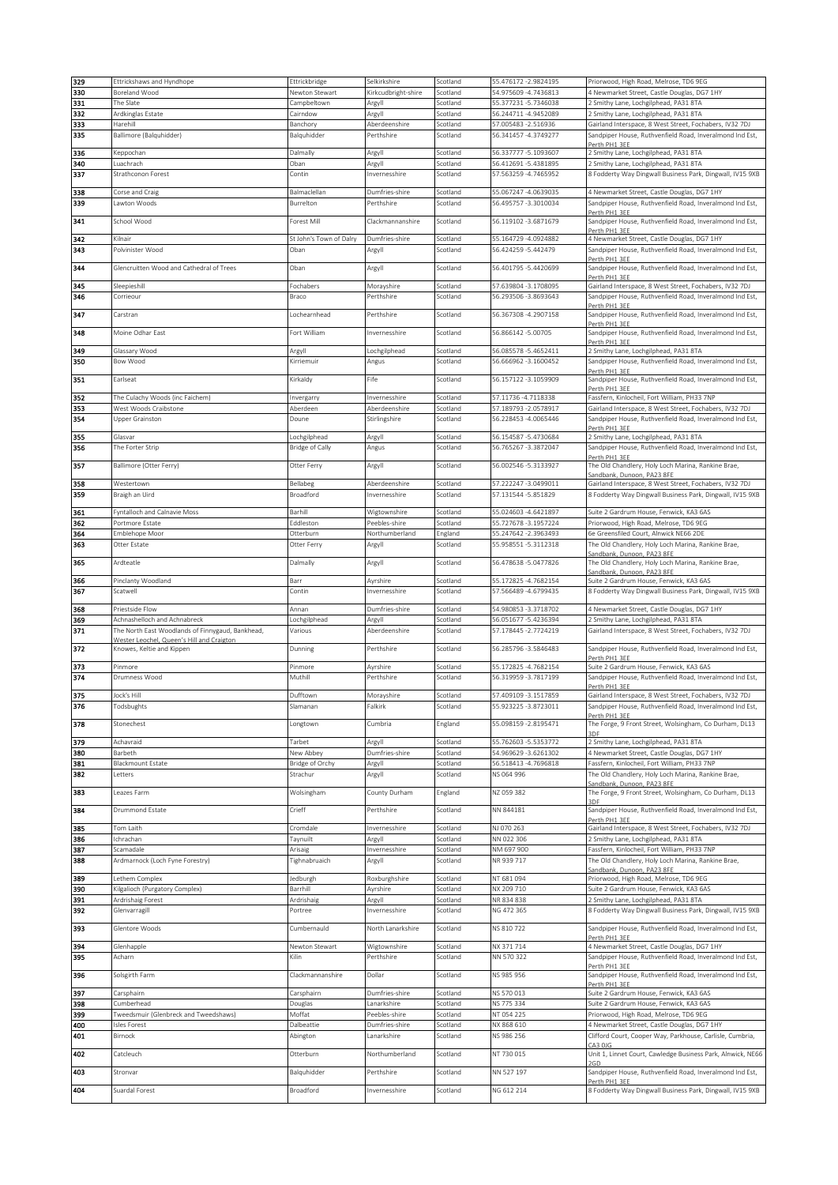| 329 | Ettrickshaws and Hyndhope | Ettrickbridge | Selkirkshire | Scotland | 55.476172 -2.9824195 | Priorwood, High Road, Melrose, TD6 9EG |
|---|---|---|---|---|---|---|
| 330 | Boreland Wood | Newton Stewart | Kirkcudbright-shire | Scotland | 54.975609 -4.7436813 | 4 Newmarket Street, Castle Douglas, DG7 1HY |
| 331 | The Slate | Campbeltown | Argyll | Scotland | 55.377231 -5.7346038 | 2 Smithy Lane, Lochgilphead, PA31 8TA |
| 332 | Ardkinglas Estate | Cairndow | Argyll | Scotland | 56.244711 -4.9452089 | 2 Smithy Lane, Lochgilphead, PA31 8TA |
| 333 | Harehill | Banchory | Aberdeenshire | Scotland | 57.005483 -2.516936 | Gairland Interspace, 8 West Street, Fochabers, IV32 7DJ |
| 335 | Ballimore (Balquhidder) | Balquhidder | Perthshire | Scotland | 56.341457 -4.3749277 | Sandpiper House, Ruthvenfield Road, Inveralmond Ind Est, Perth PH1 3EE |
| 336 | Keppochan | Dalmally | Argyll | Scotland | 56.337777 -5.1093607 | 2 Smithy Lane, Lochgilphead, PA31 8TA |
| 340 | Luachrach | Oban | Argyll | Scotland | 56.412691 -5.4381895 | 2 Smithy Lane, Lochgilphead, PA31 8TA |
| 337 | Strathconon Forest | Contin | Inverness-shire | Scotland | 57.563259 -4.7465952 | 8 Fodderty Way Dingwall Business Park, Dingwall, IV15 9XB |
| 338 | Corse and Craig | Balmaclellan | Dumfries-shire | Scotland | 55.067247 -4.0639035 | 4 Newmarket Street, Castle Douglas, DG7 1HY |
| 339 | Lawton Woods | Burrelton | Perthshire | Scotland | 56.495757 -3.3010034 | Sandpiper House, Ruthvenfield Road, Inveralmond Ind Est, Perth PH1 3EE |
| 341 | School Wood | Forest Mill | Clackmannanshire | Scotland | 56.119102 -3.6871679 | Sandpiper House, Ruthvenfield Road, Inveralmond Ind Est, Perth PH1 3EE |
| 342 | Kilnair | St John's Town of Dalry | Dumfries-shire | Scotland | 55.164729 -4.0924882 | 4 Newmarket Street, Castle Douglas, DG7 1HY |
| 343 | Polvinister Wood | Oban | Argyll | Scotland | 56.424259 -5.442479 | Sandpiper House, Ruthvenfield Road, Inveralmond Ind Est, Perth PH1 3EE |
| 344 | Glencruitten Wood and Cathedral of Trees | Oban | Argyll | Scotland | 56.401795 -5.4420699 | Sandpiper House, Ruthvenfield Road, Inveralmond Ind Est, Perth PH1 3EE |
| 345 | Sleepieshill | Fochabers | Morayshire | Scotland | 57.639804 -3.1708095 | Gairland Interspace, 8 West Street, Fochabers, IV32 7DJ |
| 346 | Corrieour | Braco | Perthshire | Scotland | 56.293506 -3.8693643 | Sandpiper House, Ruthvenfield Road, Inveralmond Ind Est, Perth PH1 3EE |
| 347 | Carstran | Lochearnhead | Perthshire | Scotland | 56.367308 -4.2907158 | Sandpiper House, Ruthvenfield Road, Inveralmond Ind Est, Perth PH1 3EE |
| 348 | Moine Odhar East | Fort William | Inverness-shire | Scotland | 56.866142 -5.00705 | Sandpiper House, Ruthvenfield Road, Inveralmond Ind Est, Perth PH1 3EE |
| 349 | Glassary Wood | Argyll | Lochgilphead | Scotland | 56.085578 -5.4652411 | 2 Smithy Lane, Lochgilphead, PA31 8TA |
| 350 | Bow Wood | Kirriemuir | Angus | Scotland | 56.666962 -3.1600452 | Sandpiper House, Ruthvenfield Road, Inveralmond Ind Est, Perth PH1 3EE |
| 351 | Earlseat | Kirkaldy | Fife | Scotland | 56.157122 -3.1059909 | Sandpiper House, Ruthvenfield Road, Inveralmond Ind Est, Perth PH1 3EE |
| 352 | The Culachy Woods (inc Faichem) | Invergarry | Inverness-shire | Scotland | 57.11736 -4.7118338 | Fassfern, Kinlocheil, Fort William, PH33 7NP |
| 353 | West Woods Craibstone | Aberdeen | Aberdeenshire | Scotland | 57.189793 -2.0578917 | Gairland Interspace, 8 West Street, Fochabers, IV32 7DJ |
| 354 | Upper Grainston | Doune | Stirlingshire | Scotland | 56.228453 -4.0065446 | Sandpiper House, Ruthvenfield Road, Inveralmond Ind Est, Perth PH1 3EE |
| 355 | Glasvar | Lochgilphead | Argyll | Scotland | 56.154587 -5.4730684 | 2 Smithy Lane, Lochgilphead, PA31 8TA |
| 356 | The Forter Strip | Bridge of Cally | Angus | Scotland | 56.765267 -3.3872047 | Sandpiper House, Ruthvenfield Road, Inveralmond Ind Est, Perth PH1 3EE |
| 357 | Ballimore (Otter Ferry) | Otter Ferry | Argyll | Scotland | 56.002546 -5.3133927 | The Old Chandlery, Holy Loch Marina, Rankine Brae, Sandbank, Dunoon, PA23 8FE |
| 358 | Westertown | Bellabeg | Aberdeenshire | Scotland | 57.222247 -3.0499011 | Gairland Interspace, 8 West Street, Fochabers, IV32 7DJ |
| 359 | Braigh an Uird | Broadford | Inverness-shire | Scotland | 57.131544 -5.851829 | 8 Fodderty Way Dingwall Business Park, Dingwall, IV15 9XB |
| 361 | Fyntalloch and Calnavie Moss | Barhill | Wigtownshire | Scotland | 55.024603 -4.6421897 | Suite 2 Gardrum House, Fenwick, KA3 6AS |
| 362 | Portmore Estate | Eddleston | Peebles-shire | Scotland | 55.727678 -3.1957224 | Priorwood, High Road, Melrose, TD6 9EG |
| 364 | Emblehope Moor | Otterburn | Northumberland | England | 55.247642 -2.3963493 | 6e Greensfiled Court, Alnwick NE66 2DE |
| 363 | Otter Estate | Otter Ferry | Argyll | Scotland | 55.958551 -5.3112318 | The Old Chandlery, Holy Loch Marina, Rankine Brae, Sandbank, Dunoon, PA23 8FE |
| 365 | Ardteatle | Dalmally | Argyll | Scotland | 56.478638 -5.0477826 | The Old Chandlery, Holy Loch Marina, Rankine Brae, Sandbank, Dunoon, PA23 8FE |
| 366 | Pinclanty Woodland | Barr | Ayrshire | Scotland | 55.172825 -4.7682154 | Suite 2 Gardrum House, Fenwick, KA3 6AS |
| 367 | Scatwell | Contin | Inverness-shire | Scotland | 57.566489 -4.6799435 | 8 Fodderty Way Dingwall Business Park, Dingwall, IV15 9XB |
| 368 | Priestside Flow | Annan | Dumfries-shire | Scotland | 54.980853 -3.3718702 | 4 Newmarket Street, Castle Douglas, DG7 1HY |
| 369 | Achnashelloch and Achnabreck | Lochgilphead | Argyll | Scotland | 56.051677 -5.4236394 | 2 Smithy Lane, Lochgilphead, PA31 8TA |
| 371 | The North East Woodlands of Finnygaud, Bankhead, Wester Leochel, Queen's Hill and Craigton | Various | Aberdeenshire | Scotland | 57.178445 -2.7724219 | Gairland Interspace, 8 West Street, Fochabers, IV32 7DJ |
| 372 | Knowes, Keltie and Kippen | Dunning | Perthshire | Scotland | 56.285796 -3.5846483 | Sandpiper House, Ruthvenfield Road, Inveralmond Ind Est, Perth PH1 3EE |
| 373 | Pinmore | Pinmore | Ayrshire | Scotland | 55.172825 -4.7682154 | Suite 2 Gardrum House, Fenwick, KA3 6AS |
| 374 | Drumness Wood | Muthill | Perthshire | Scotland | 56.319959 -3.7817199 | Sandpiper House, Ruthvenfield Road, Inveralmond Ind Est, Perth PH1 3EE |
| 375 | Jock's Hill | Dufftown | Morayshire | Scotland | 57.409109 -3.1517859 | Gairland Interspace, 8 West Street, Fochabers, IV32 7DJ |
| 376 | Todsbughts | Slamanan | Falkirk | Scotland | 55.923225 -3.8723011 | Sandpiper House, Ruthvenfield Road, Inveralmond Ind Est, Perth PH1 3EE |
| 378 | Stonechest | Longtown | Cumbria | England | 55.098159 -2.8195471 | The Forge, 9 Front Street, Wolsingham, Co Durham, DL13 3DF |
| 379 | Achavraid | Tarbet | Argyll | Scotland | 55.762603 -5.5353772 | 2 Smithy Lane, Lochgilphead, PA31 8TA |
| 380 | Barbeth | New Abbey | Dumfries-shire | Scotland | 54.969629 -3.6261302 | 4 Newmarket Street, Castle Douglas, DG7 1HY |
| 381 | Blackmount Estate | Bridge of Orchy | Argyll | Scotland | 56.518413 -4.7696818 | Fassfern, Kinlocheil, Fort William, PH33 7NP |
| 382 | Letters | Strachur | Argyll | Scotland | NS 064 996 | The Old Chandlery, Holy Loch Marina, Rankine Brae, Sandbank, Dunoon, PA23 8FE |
| 383 | Leazes Farm | Wolsingham | County Durham | England | NZ 059 382 | The Forge, 9 Front Street, Wolsingham, Co Durham, DL13 3DF |
| 384 | Drummond Estate | Crieff | Perthshire | Scotland | NN 844181 | Sandpiper House, Ruthvenfield Road, Inveralmond Ind Est, Perth PH1 3EE |
| 385 | Tom Laith | Cromdale | Inverness-shire | Scotland | NJ 070 263 | Gairland Interspace, 8 West Street, Fochabers, IV32 7DJ |
| 386 | Ichrachan | Taynuilt | Argyll | Scotland | NN 022 306 | 2 Smithy Lane, Lochgilphead, PA31 8TA |
| 387 | Scamadale | Arisaig | Inverness-shire | Scotland | NM 697 900 | Fassfern, Kinlocheil, Fort William, PH33 7NP |
| 388 | Ardmarnock (Loch Fyne Forestry) | Tighnabruaich | Argyll | Scotland | NR 939 717 | The Old Chandlery, Holy Loch Marina, Rankine Brae, Sandbank, Dunoon, PA23 8FE |
| 389 | Lethem Complex | Jedburgh | Roxburghshire | Scotland | NT 681 094 | Priorwood, High Road, Melrose, TD6 9EG |
| 390 | Kilgalioch (Purgatory Complex) | Barrhill | Ayrshire | Scotland | NX 209 710 | Suite 2 Gardrum House, Fenwick, KA3 6AS |
| 391 | Ardrishaig Forest | Ardrishaig | Argyll | Scotland | NR 834 838 | 2 Smithy Lane, Lochgilphead, PA31 8TA |
| 392 | Glenvarragill | Portree | Inverness-shire | Scotland | NG 472 365 | 8 Fodderty Way Dingwall Business Park, Dingwall, IV15 9XB |
| 393 | Glentore Woods | Cumbernauld | North Lanarkshire | Scotland | NS 810 722 | Sandpiper House, Ruthvenfield Road, Inveralmond Ind Est, Perth PH1 3EE |
| 394 | Glenhapple | Newton Stewart | Wigtownshire | Scotland | NX 371 714 | 4 Newmarket Street, Castle Douglas, DG7 1HY |
| 395 | Acharn | Kilin | Perthshire | Scotland | NN 570 322 | Sandpiper House, Ruthvenfield Road, Inveralmond Ind Est, Perth PH1 3EE |
| 396 | Solsgirth Farm | Clackmannanshire | Dollar | Scotland | NS 985 956 | Sandpiper House, Ruthvenfield Road, Inveralmond Ind Est, Perth PH1 3EE |
| 397 | Carsphairn | Carsphairn | Dumfries-shire | Scotland | NS 570 013 | Suite 2 Gardrum House, Fenwick, KA3 6AS |
| 398 | Cumberhead | Douglas | Lanarkshire | Scotland | NS 775 334 | Suite 2 Gardrum House, Fenwick, KA3 6AS |
| 399 | Tweedsmuir (Glenbreck and Tweedshaws) | Moffat | Peebles-shire | Scotland | NT 054 225 | Priorwood, High Road, Melrose, TD6 9EG |
| 400 | Isles Forest | Dalbeattie | Dumfries-shire | Scotland | NX 868 610 | 4 Newmarket Street, Castle Douglas, DG7 1HY |
| 401 | Birnock | Abington | Lanarkshire | Scotland | NS 986 256 | Clifford Court, Cooper Way, Parkhouse, Carlisle, Cumbria, CA3 0JG |
| 402 | Catcleuch | Otterburn | Northumberland | Scotland | NT 730 015 | Unit 1, Linnet Court, Cawledge Business Park, Alnwick, NE66 2GD |
| 403 | Stronvar | Balquhidder | Perthshire | Scotland | NN 527 197 | Sandpiper House, Ruthvenfield Road, Inveralmond Ind Est, Perth PH1 3EE |
| 404 | Suardal Forest | Broadford | Inverness-shire | Scotland | NG 612 214 | 8 Fodderty Way Dingwall Business Park, Dingwall, IV15 9XB |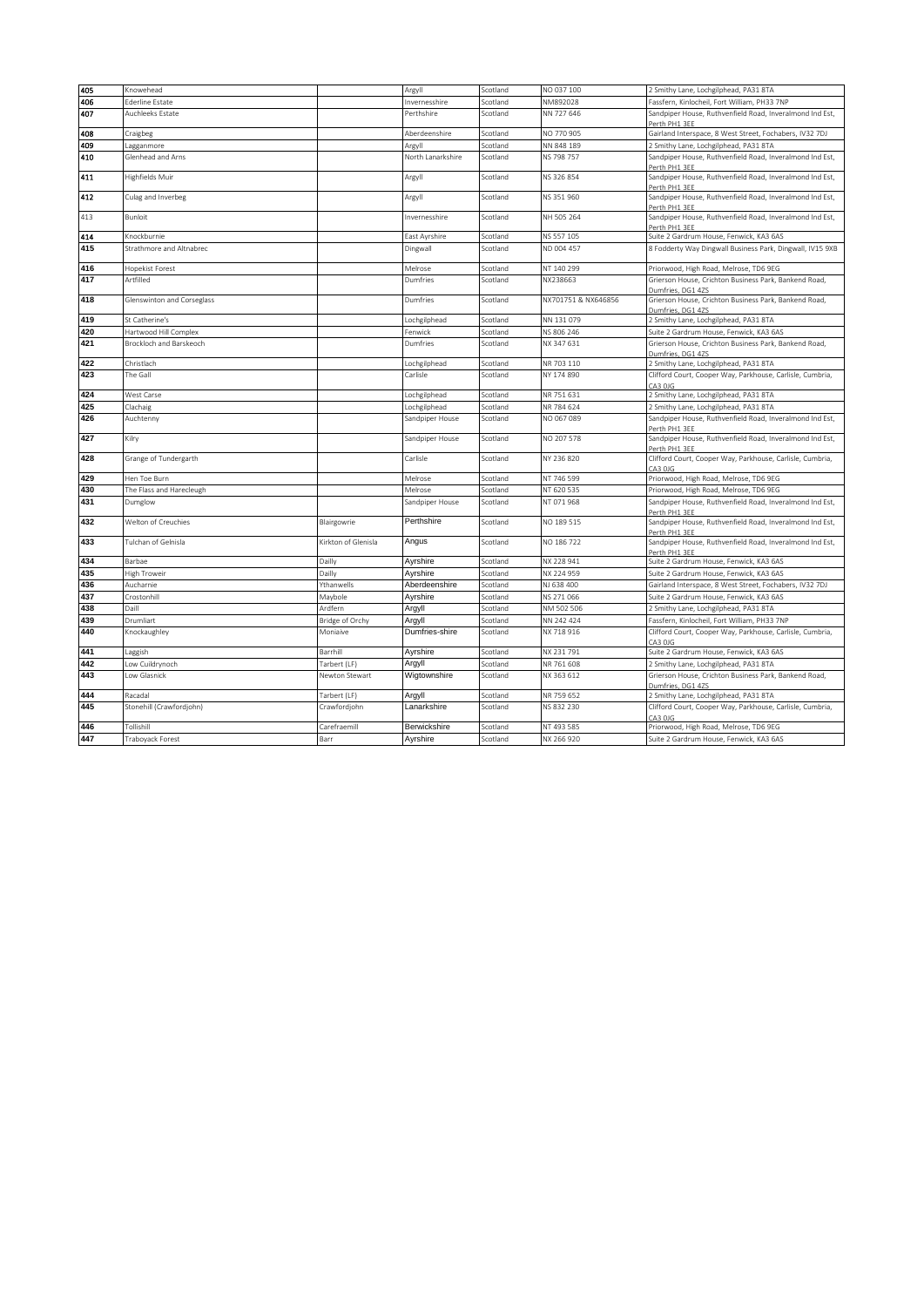| | | | | | | |
|---|---|---|---|---|---|---|
| 405 | Knowehead | | Argyll | Scotland | NO 037 100 | 2 Smithy Lane, Lochgilphead, PA31 8TA |
| 406 | Ederline Estate | | Invernesshire | Scotland | NM892028 | Fassfern, Kinlocheil, Fort William, PH33 7NP |
| 407 | Auchleeks Estate | | Perthshire | Scotland | NN 727 646 | Sandpiper House, Ruthvenfield Road, Inveralmond Ind Est, Perth PH1 3EE |
| 408 | Craigbeg | | Aberdeenshire | Scotland | NO 770 905 | Gairland Interspace, 8 West Street, Fochabers, IV32 7DJ |
| 409 | Lagganmore | | Argyll | Scotland | NN 848 189 | 2 Smithy Lane, Lochgilphead, PA31 8TA |
| 410 | Glenhead and Arns | | North Lanarkshire | Scotland | NS 798 757 | Sandpiper House, Ruthvenfield Road, Inveralmond Ind Est, Perth PH1 3EE |
| 411 | Highfields Muir | | Argyll | Scotland | NS 326 854 | Sandpiper House, Ruthvenfield Road, Inveralmond Ind Est, Perth PH1 3EE |
| 412 | Culag and Inverbeg | | Argyll | Scotland | NS 351 960 | Sandpiper House, Ruthvenfield Road, Inveralmond Ind Est, Perth PH1 3EE |
| 413 | Bunloit | | Invernesshire | Scotland | NH 505 264 | Sandpiper House, Ruthvenfield Road, Inveralmond Ind Est, Perth PH1 3EE |
| 414 | Knockburnie | | East Ayrshire | Scotland | NS 557 105 | Suite 2 Gardrum House, Fenwick, KA3 6AS |
| 415 | Strathmore and Altnabrec | | Dingwall | Scotland | ND 004 457 | 8 Fodderty Way Dingwall Business Park, Dingwall, IV15 9XB |
| 416 | Hopekist Forest | | Melrose | Scotland | NT 140 299 | Priorwood, High Road, Melrose, TD6 9EG |
| 417 | Artfilled | | Dumfries | Scotland | NX238663 | Grierson House, Crichton Business Park, Bankend Road, Dumfries, DG1 4ZS |
| 418 | Glenswinton and Corseglass | | Dumfries | Scotland | NX701751 & NX646856 | Grierson House, Crichton Business Park, Bankend Road, Dumfries, DG1 4ZS |
| 419 | St Catherine's | | Lochgilphead | Scotland | NN 131 079 | 2 Smithy Lane, Lochgilphead, PA31 8TA |
| 420 | Hartwood Hill Complex | | Fenwick | Scotland | NS 806 246 | Suite 2 Gardrum House, Fenwick, KA3 6AS |
| 421 | Brockloch and Barskeoch | | Dumfries | Scotland | NX 347 631 | Grierson House, Crichton Business Park, Bankend Road, Dumfries, DG1 4ZS |
| 422 | Christlach | | Lochgilphead | Scotland | NR 703 110 | 2 Smithy Lane, Lochgilphead, PA31 8TA |
| 423 | The Gall | | Carlisle | Scotland | NY 174 890 | Clifford Court, Cooper Way, Parkhouse, Carlisle, Cumbria, CA3 0JG |
| 424 | West Carse | | Lochgilphead | Scotland | NR 751 631 | 2 Smithy Lane, Lochgilphead, PA31 8TA |
| 425 | Clachaig | | Lochgilphead | Scotland | NR 784 624 | 2 Smithy Lane, Lochgilphead, PA31 8TA |
| 426 | Auchtenny | | Sandpiper House | Scotland | NO 067 089 | Sandpiper House, Ruthvenfield Road, Inveralmond Ind Est, Perth PH1 3EE |
| 427 | Kilry | | Sandpiper House | Scotland | NO 207 578 | Sandpiper House, Ruthvenfield Road, Inveralmond Ind Est, Perth PH1 3EE |
| 428 | Grange of Tundergarth | | Carlisle | Scotland | NY 236 820 | Clifford Court, Cooper Way, Parkhouse, Carlisle, Cumbria, CA3 0JG |
| 429 | Hen Toe Burn | | Melrose | Scotland | NT 746 599 | Priorwood, High Road, Melrose, TD6 9EG |
| 430 | The Flass and Harecleugh | | Melrose | Scotland | NT 620 535 | Priorwood, High Road, Melrose, TD6 9EG |
| 431 | Dumglow | | Sandpiper House | Scotland | NT 071 968 | Sandpiper House, Ruthvenfield Road, Inveralmond Ind Est, Perth PH1 3EE |
| 432 | Welton of Creuchies | Blairgowrie | Perthshire | Scotland | NO 189 515 | Sandpiper House, Ruthvenfield Road, Inveralmond Ind Est, Perth PH1 3EE |
| 433 | Tulchan of Gelnisla | Kirkton of Glenisla | Angus | Scotland | NO 186 722 | Sandpiper House, Ruthvenfield Road, Inveralmond Ind Est, Perth PH1 3EE |
| 434 | Barbae | Dailly | Ayrshire | Scotland | NX 228 941 | Suite 2 Gardrum House, Fenwick, KA3 6AS |
| 435 | High Troweir | Dailly | Ayrshire | Scotland | NX 224 959 | Suite 2 Gardrum House, Fenwick, KA3 6AS |
| 436 | Aucharnie | Ythanwells | Aberdeenshire | Scotland | NJ 638 400 | Gairland Interspace, 8 West Street, Fochabers, IV32 7DJ |
| 437 | Crostonhill | Maybole | Ayrshire | Scotland | NS 271 066 | Suite 2 Gardrum House, Fenwick, KA3 6AS |
| 438 | Daill | Ardfern | Argyll | Scotland | NM 502 506 | 2 Smithy Lane, Lochgilphead, PA31 8TA |
| 439 | Drumliart | Bridge of Orchy | Argyll | Scotland | NN 242 424 | Fassfern, Kinlocheil, Fort William, PH33 7NP |
| 440 | Knockaughley | Moniaive | Dumfries-shire | Scotland | NX 718 916 | Clifford Court, Cooper Way, Parkhouse, Carlisle, Cumbria, CA3 0JG |
| 441 | Laggish | Barrhill | Ayrshire | Scotland | NX 231 791 | Suite 2 Gardrum House, Fenwick, KA3 6AS |
| 442 | Low Cuildrynoch | Tarbert (LF) | Argyll | Scotland | NR 761 608 | 2 Smithy Lane, Lochgilphead, PA31 8TA |
| 443 | Low Glasnick | Newton Stewart | Wigtownshire | Scotland | NX 363 612 | Grierson House, Crichton Business Park, Bankend Road, Dumfries, DG1 4ZS |
| 444 | Racadal | Tarbert (LF) | Argyll | Scotland | NR 759 652 | 2 Smithy Lane, Lochgilphead, PA31 8TA |
| 445 | Stonehill (Crawfordjohn) | Crawfordjohn | Lanarkshire | Scotland | NS 832 230 | Clifford Court, Cooper Way, Parkhouse, Carlisle, Cumbria, CA3 0JG |
| 446 | Tollishill | Carefraemill | Berwickshire | Scotland | NT 493 585 | Priorwood, High Road, Melrose, TD6 9EG |
| 447 | Traboyack Forest | Barr | Ayrshire | Scotland | NX 266 920 | Suite 2 Gardrum House, Fenwick, KA3 6AS |